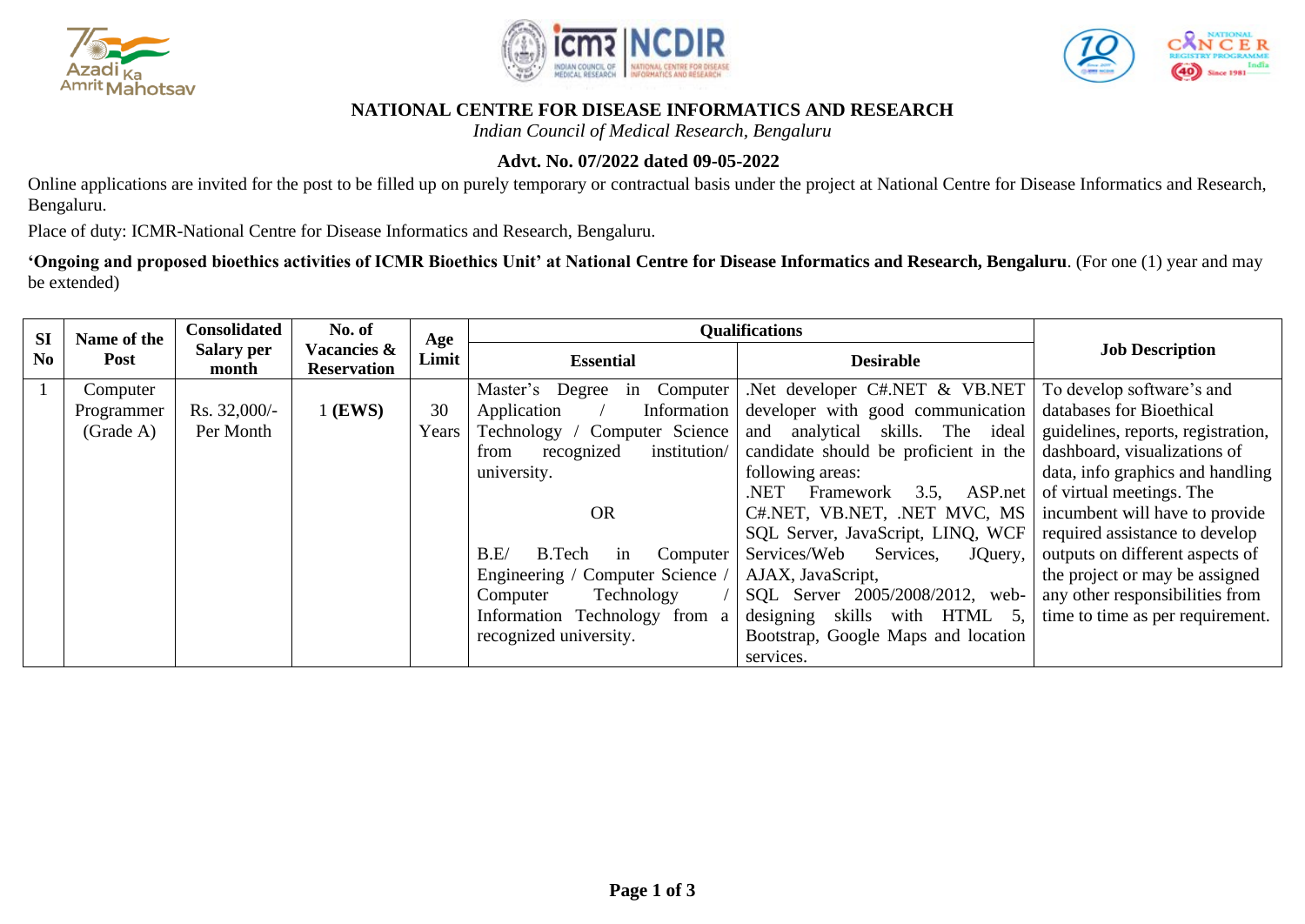# NATIONAL CENTRE FOR DISEASE INFORMATICS AND RESEARCH

*Indian Council of Medical Research, Bengaluru*

**Advt. No. 07/2022 dated 09-05-2022**

Online applications are invited for the post to be filled up on purely temporary or contractual basis under the project at National Centre for Disease Informatics and Research, Bengaluru.

Place of duty: ICMR-National Centre for Disease Informatics and Research, Bengaluru.

**'Ongoing and proposed bioethics activities of ICMR Bioethics Unit' at National Centre for Disease Informatics and Research, Bengaluru**. (For one (1) year and may be extended)

| SI No | Name of the Post | Consolidated Salary per month | No. of Vacancies & Reservation | Age Limit | Qualifications | | Job Description |
|---|---|---|---|---|---|---|---|
| | | | | | **Essential** | **Desirable** | |
| 1 | Computer Programmer (Grade A) | Rs. 32,000/- Per Month | 1 **(EWS)** | 30 Years | Master's Degree in Computer Application / Information Technology / Computer Science from recognized institution/ university.<br><br>OR<br><br>B.E/ B.Tech in Computer Engineering / Computer Science / Computer Technology / Information Technology from a recognized university. | .Net developer C#.NET & VB.NET developer with good communication and analytical skills. The ideal candidate should be proficient in the following areas:<br>.NET Framework 3.5, ASP.net C#.NET, VB.NET, .NET MVC, MS SQL Server, JavaScript, LINQ, WCF Services/Web Services, JQuery, AJAX, JavaScript,<br>SQL Server 2005/2008/2012, web-designing skills with HTML 5, Bootstrap, Google Maps and location services. | To develop software's and databases for Bioethical guidelines, reports, registration, dashboard, visualizations of data, info graphics and handling of virtual meetings. The incumbent will have to provide required assistance to develop outputs on different aspects of the project or may be assigned any other responsibilities from time to time as per requirement. |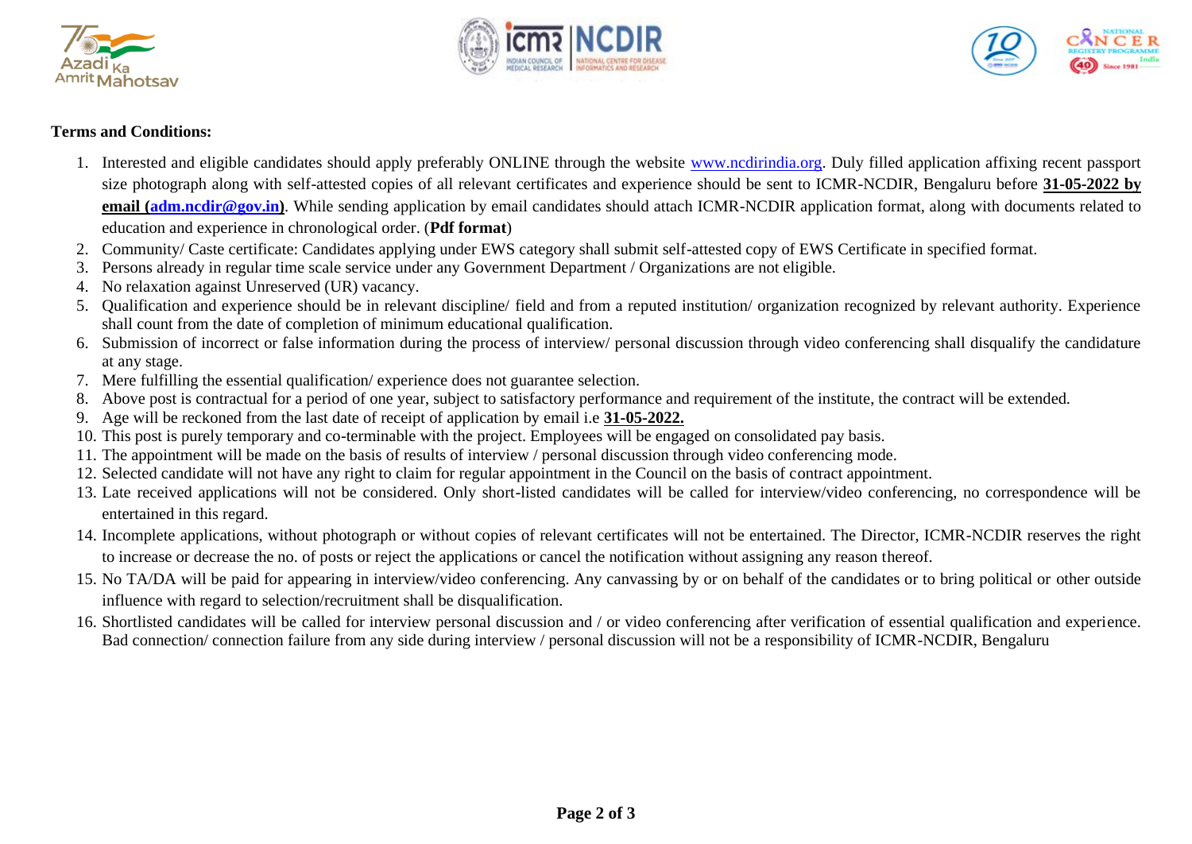**Terms and Conditions:**

1. Interested and eligible candidates should apply preferably ONLINE through the website www.ncdirindia.org. Duly filled application affixing recent passport size photograph along with self-attested copies of all relevant certificates and experience should be sent to ICMR-NCDIR, Bengaluru before **31-05-2022 by email (adm.ncdir@gov.in)**. While sending application by email candidates should attach ICMR-NCDIR application format, along with documents related to education and experience in chronological order. (**Pdf format**)
2. Community/ Caste certificate: Candidates applying under EWS category shall submit self-attested copy of EWS Certificate in specified format.
3. Persons already in regular time scale service under any Government Department / Organizations are not eligible.
4. No relaxation against Unreserved (UR) vacancy.
5. Qualification and experience should be in relevant discipline/ field and from a reputed institution/ organization recognized by relevant authority. Experience shall count from the date of completion of minimum educational qualification.
6. Submission of incorrect or false information during the process of interview/ personal discussion through video conferencing shall disqualify the candidature at any stage.
7. Mere fulfilling the essential qualification/ experience does not guarantee selection.
8. Above post is contractual for a period of one year, subject to satisfactory performance and requirement of the institute, the contract will be extended.
9. Age will be reckoned from the last date of receipt of application by email i.e **31-05-2022.**
10. This post is purely temporary and co-terminable with the project. Employees will be engaged on consolidated pay basis.
11. The appointment will be made on the basis of results of interview / personal discussion through video conferencing mode.
12. Selected candidate will not have any right to claim for regular appointment in the Council on the basis of contract appointment.
13. Late received applications will not be considered. Only short-listed candidates will be called for interview/video conferencing, no correspondence will be entertained in this regard.
14. Incomplete applications, without photograph or without copies of relevant certificates will not be entertained. The Director, ICMR-NCDIR reserves the right to increase or decrease the no. of posts or reject the applications or cancel the notification without assigning any reason thereof.
15. No TA/DA will be paid for appearing in interview/video conferencing. Any canvassing by or on behalf of the candidates or to bring political or other outside influence with regard to selection/recruitment shall be disqualification.
16. Shortlisted candidates will be called for interview personal discussion and / or video conferencing after verification of essential qualification and experience. Bad connection/ connection failure from any side during interview / personal discussion will not be a responsibility of ICMR-NCDIR, Bengaluru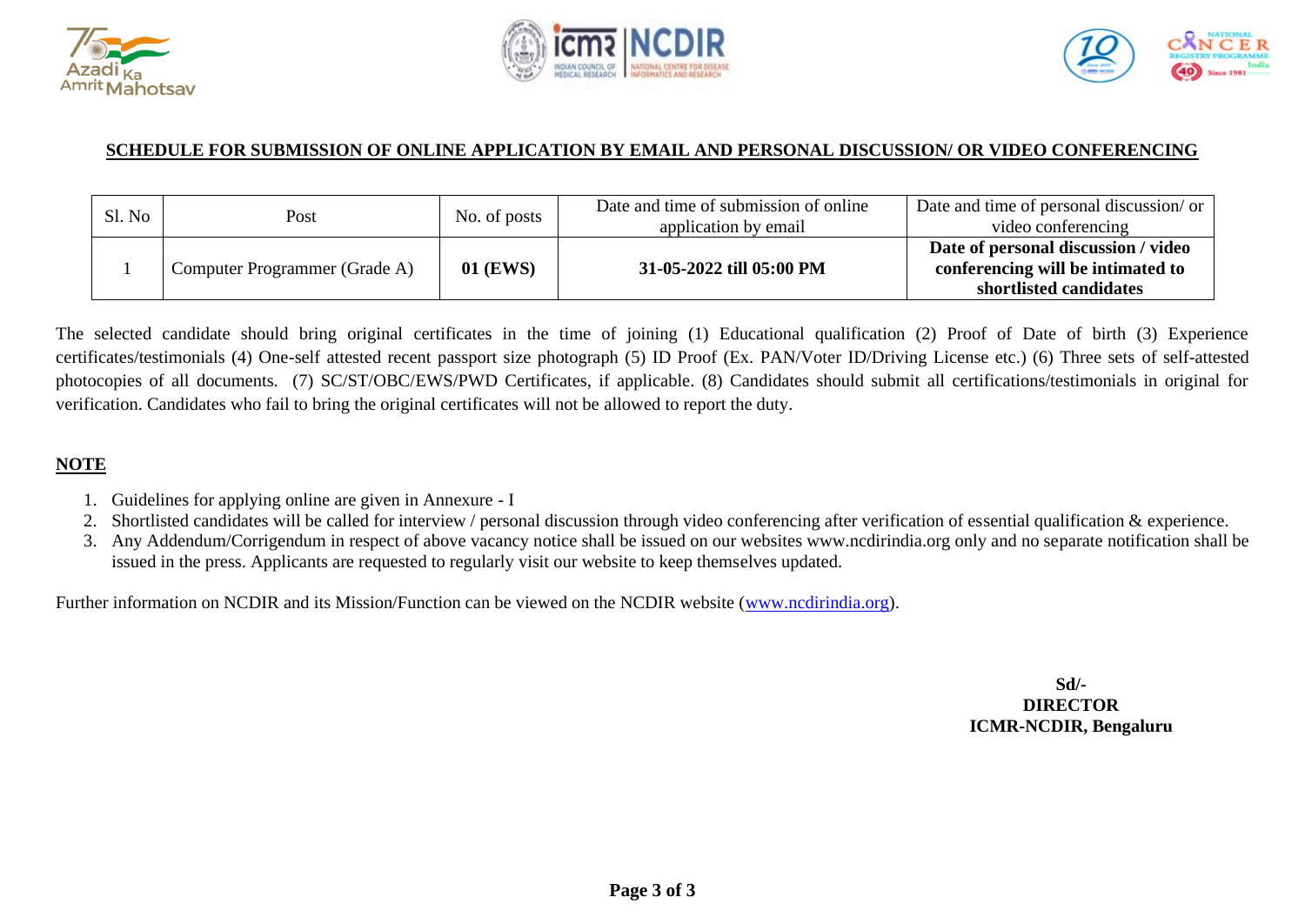**SCHEDULE FOR SUBMISSION OF ONLINE APPLICATION BY EMAIL AND PERSONAL DISCUSSION/ OR VIDEO CONFERENCING**

| Sl. No | Post | No. of posts | Date and time of submission of online application by email | Date and time of personal discussion/ or video conferencing |
|---|---|---|---|---|
| 1 | Computer Programmer (Grade A) | **01 (EWS)** | **31-05-2022 till 05:00 PM** | **Date of personal discussion / video conferencing will be intimated to shortlisted candidates** |

The selected candidate should bring original certificates in the time of joining (1) Educational qualification (2) Proof of Date of birth (3) Experience certificates/testimonials (4) One-self attested recent passport size photograph (5) ID Proof (Ex. PAN/Voter ID/Driving License etc.) (6) Three sets of self-attested photocopies of all documents. (7) SC/ST/OBC/EWS/PWD Certificates, if applicable. (8) Candidates should submit all certifications/testimonials in original for verification. Candidates who fail to bring the original certificates will not be allowed to report the duty.

**NOTE**

1. Guidelines for applying online are given in Annexure - I
2. Shortlisted candidates will be called for interview / personal discussion through video conferencing after verification of essential qualification & experience.
3. Any Addendum/Corrigendum in respect of above vacancy notice shall be issued on our websites www.ncdirindia.org only and no separate notification shall be issued in the press. Applicants are requested to regularly visit our website to keep themselves updated.

Further information on NCDIR and its Mission/Function can be viewed on the NCDIR website (www.ncdirindia.org).

**Sd/-**
**DIRECTOR**
**ICMR-NCDIR, Bengaluru**